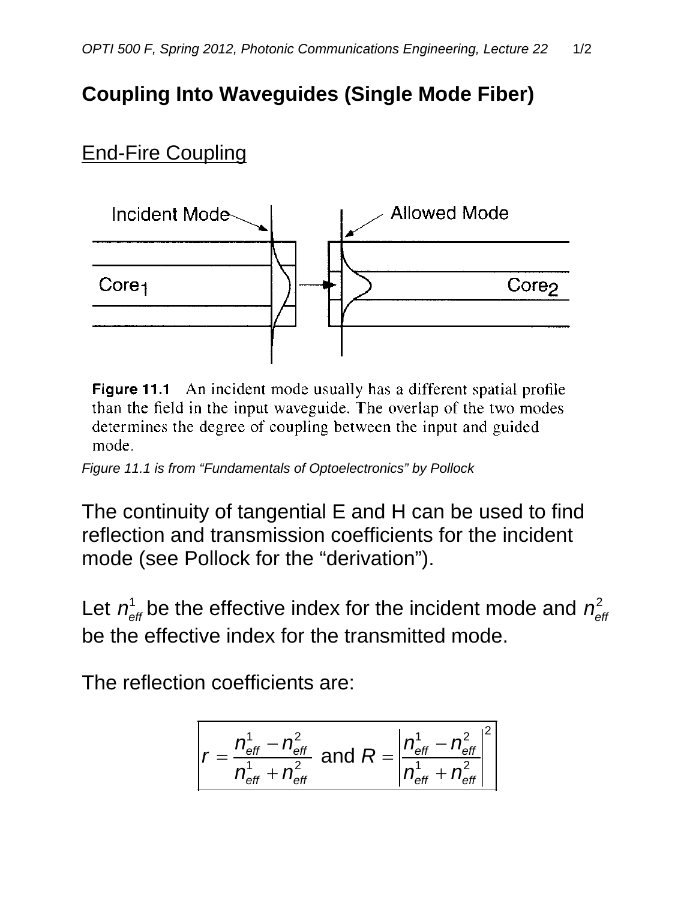# Coupling Into Waveguides (Single Mode Fiber)

## End-Fire Coupling

Incident Mode

Allowed Mode

Core1

Core2

**Figure 11.1** An incident mode usually has a different spatial profile than the field in the input waveguide. The overlap of the two modes determines the degree of coupling between the input and guided mode.

*Figure 11.1 is from "Fundamentals of Optoelectronics" by Pollock*

The continuity of tangential E and H can be used to find reflection and transmission coefficients for the incident mode (see Pollock for the "derivation").

Let $n_{eff}^{1}$ be the effective index for the incident mode and $n_{eff}^{2}$ be the effective index for the transmitted mode.

The reflection coefficients are:

$$r = \frac{n_{eff}^{1} - n_{eff}^{2}}{n_{eff}^{1} + n_{eff}^{2}} \text{ and } R = \left| \frac{n_{eff}^{1} - n_{eff}^{2}}{n_{eff}^{1} + n_{eff}^{2}} \right|^{2}$$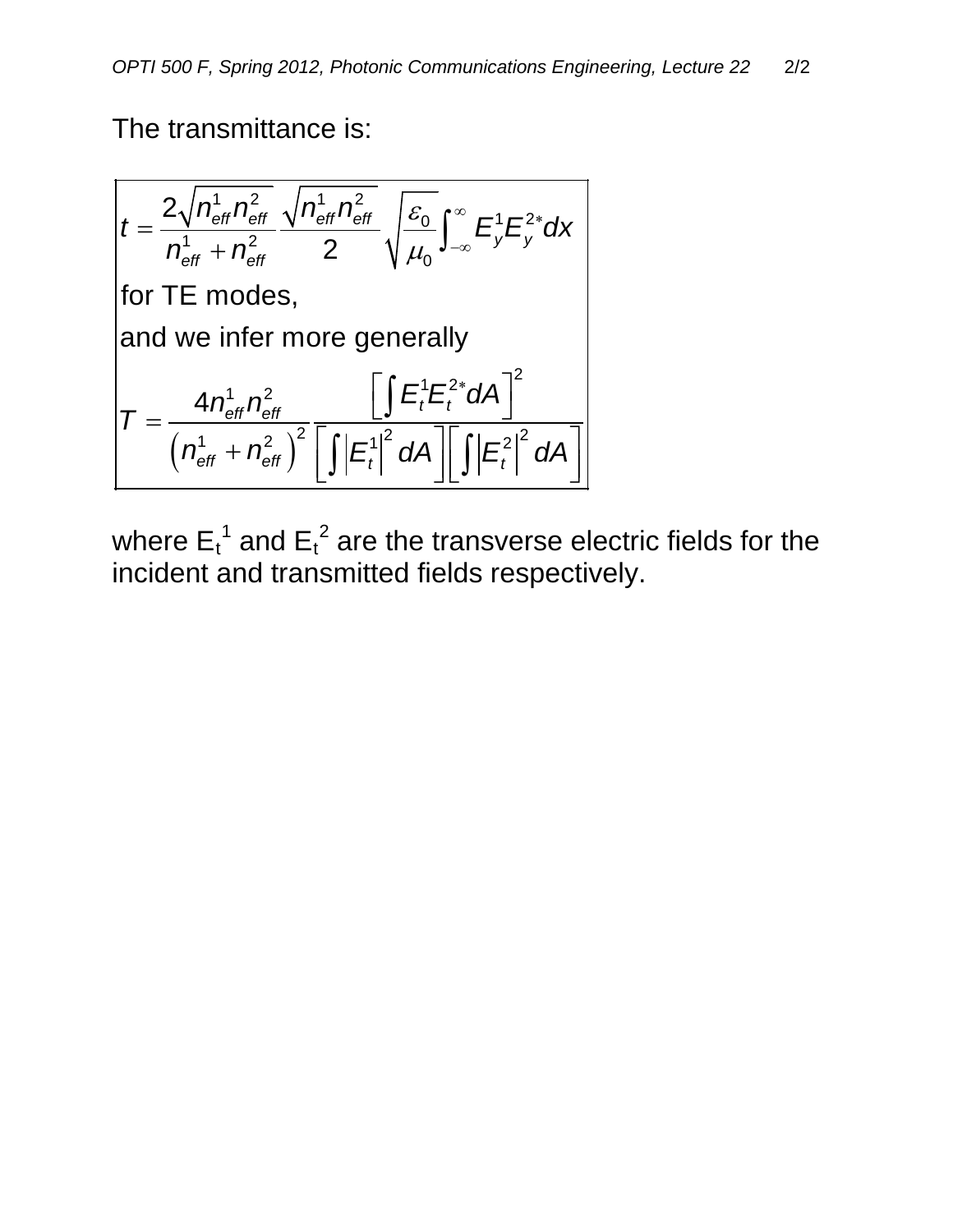The transmittance is:

$$t = \frac{2\sqrt{n_{eff}^1 n_{eff}^2}}{n_{eff}^1 + n_{eff}^2} \frac{\sqrt{n_{eff}^1 n_{eff}^2}}{2} \sqrt{\frac{\varepsilon_0}{\mu_0}} \int_{-\infty}^{\infty} E_y^1 E_y^{2*} dx$$

for TE modes,

and we infer more generally

$$T = \frac{4 n_{eff}^1 n_{eff}^2}{\left(n_{eff}^1 + n_{eff}^2\right)^2} \frac{\left[\int E_t^1 E_t^{2*} dA\right]^2}{\left[\int \left|E_t^1\right|^2 dA\right]\left[\int \left|E_t^2\right|^2 dA\right]}$$

where $E_t^1$ and $E_t^2$ are the transverse electric fields for the incident and transmitted fields respectively.